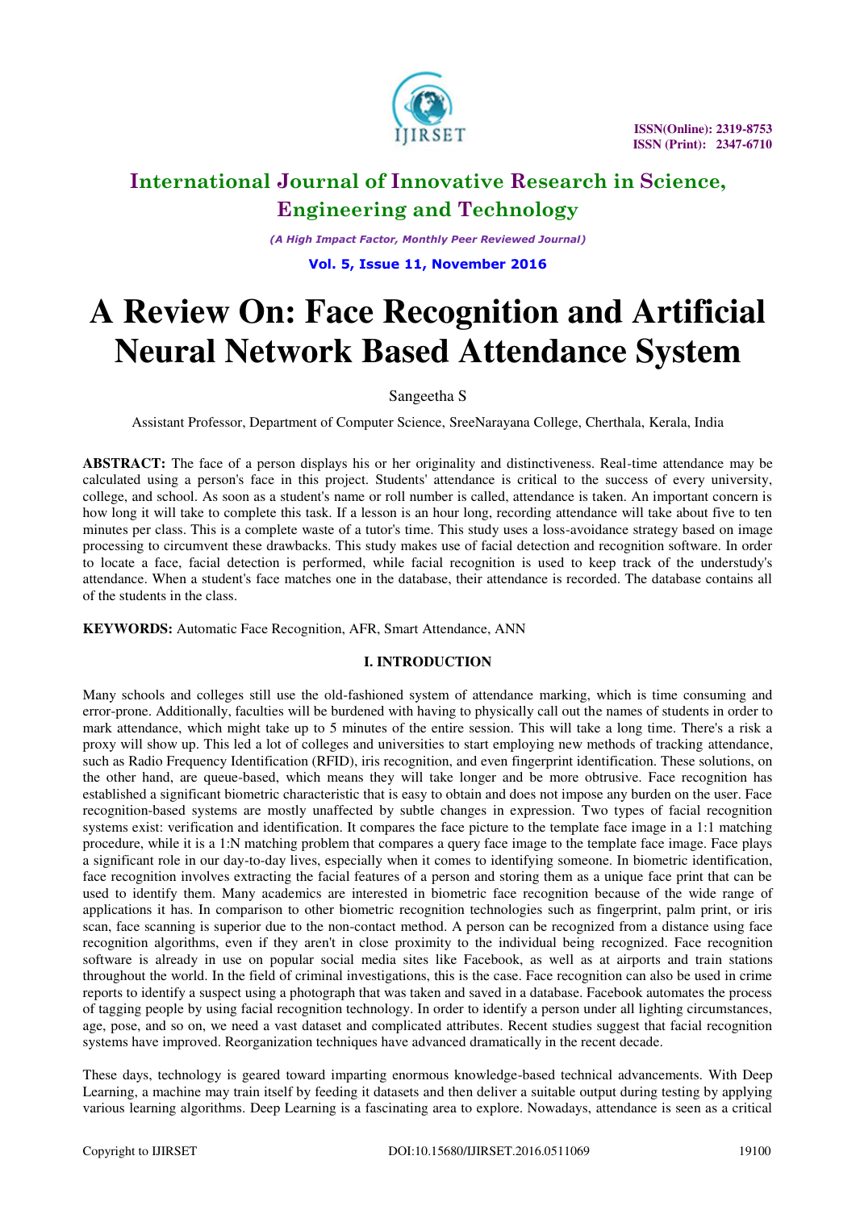# A Review On: Face Recognition and Artificial Neural Network Based Attendance System

Sangeetha S

Assistant Professor, Department of Computer Science, SreeNarayana College, Cherthala, Kerala, India

**ABSTRACT:** The face of a person displays his or her originality and distinctiveness. Real-time attendance may be calculated using a person's face in this project. Students' attendance is critical to the success of every university, college, and school. As soon as a student's name or roll number is called, attendance is taken. An important concern is how long it will take to complete this task. If a lesson is an hour long, recording attendance will take about five to ten minutes per class. This is a complete waste of a tutor's time. This study uses a loss-avoidance strategy based on image processing to circumvent these drawbacks. This study makes use of facial detection and recognition software. In order to locate a face, facial detection is performed, while facial recognition is used to keep track of the understudy's attendance. When a student's face matches one in the database, their attendance is recorded. The database contains all of the students in the class.

**KEYWORDS:** Automatic Face Recognition, AFR, Smart Attendance, ANN

## I. INTRODUCTION

Many schools and colleges still use the old-fashioned system of attendance marking, which is time consuming and error-prone. Additionally, faculties will be burdened with having to physically call out the names of students in order to mark attendance, which might take up to 5 minutes of the entire session. This will take a long time. There's a risk a proxy will show up. This led a lot of colleges and universities to start employing new methods of tracking attendance, such as Radio Frequency Identification (RFID), iris recognition, and even fingerprint identification. These solutions, on the other hand, are queue-based, which means they will take longer and be more obtrusive. Face recognition has established a significant biometric characteristic that is easy to obtain and does not impose any burden on the user. Face recognition-based systems are mostly unaffected by subtle changes in expression. Two types of facial recognition systems exist: verification and identification. It compares the face picture to the template face image in a 1:1 matching procedure, while it is a 1:N matching problem that compares a query face image to the template face image. Face plays a significant role in our day-to-day lives, especially when it comes to identifying someone. In biometric identification, face recognition involves extracting the facial features of a person and storing them as a unique face print that can be used to identify them. Many academics are interested in biometric face recognition because of the wide range of applications it has. In comparison to other biometric recognition technologies such as fingerprint, palm print, or iris scan, face scanning is superior due to the non-contact method. A person can be recognized from a distance using face recognition algorithms, even if they aren't in close proximity to the individual being recognized. Face recognition software is already in use on popular social media sites like Facebook, as well as at airports and train stations throughout the world. In the field of criminal investigations, this is the case. Face recognition can also be used in crime reports to identify a suspect using a photograph that was taken and saved in a database. Facebook automates the process of tagging people by using facial recognition technology. In order to identify a person under all lighting circumstances, age, pose, and so on, we need a vast dataset and complicated attributes. Recent studies suggest that facial recognition systems have improved. Reorganization techniques have advanced dramatically in the recent decade.

These days, technology is geared toward imparting enormous knowledge-based technical advancements. With Deep Learning, a machine may train itself by feeding it datasets and then deliver a suitable output during testing by applying various learning algorithms. Deep Learning is a fascinating area to explore. Nowadays, attendance is seen as a critical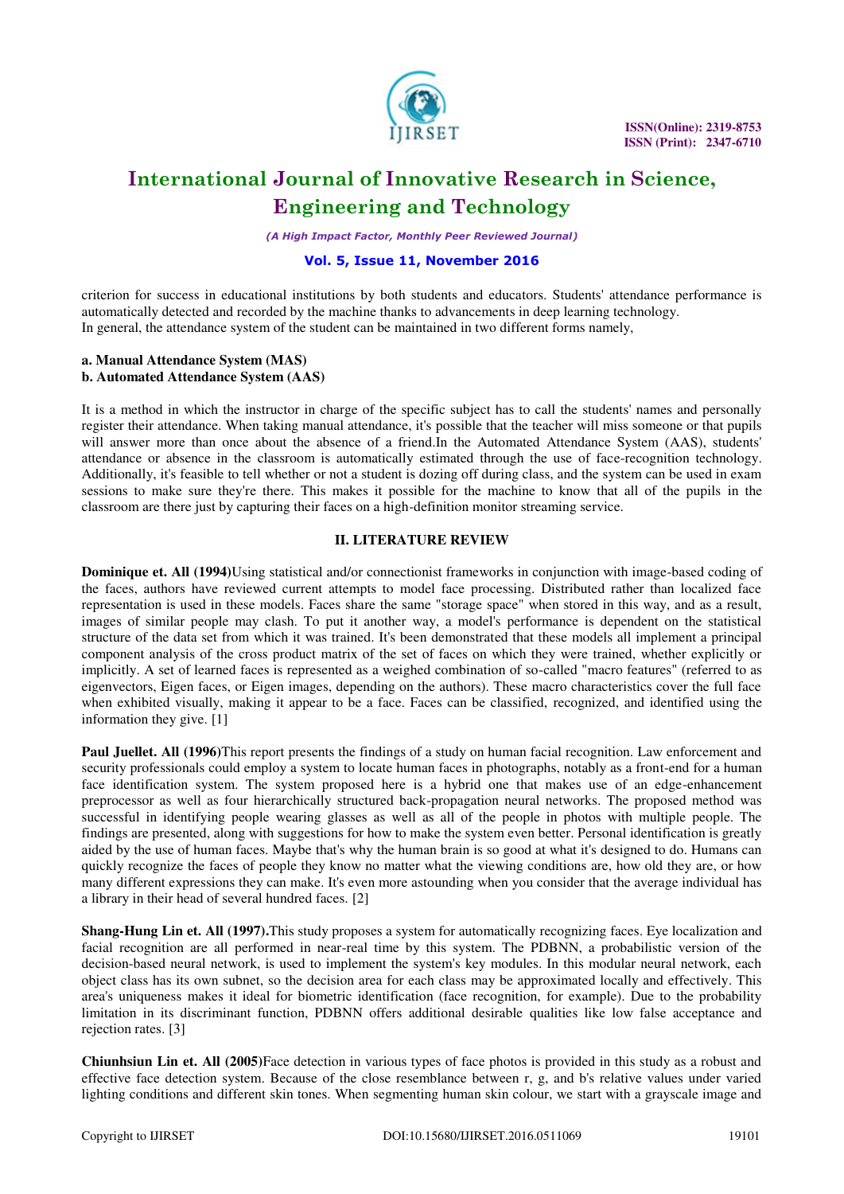criterion for success in educational institutions by both students and educators. Students' attendance performance is automatically detected and recorded by the machine thanks to advancements in deep learning technology.
In general, the attendance system of the student can be maintained in two different forms namely,

**a. Manual Attendance System (MAS)**
**b. Automated Attendance System (AAS)**

It is a method in which the instructor in charge of the specific subject has to call the students' names and personally register their attendance. When taking manual attendance, it's possible that the teacher will miss someone or that pupils will answer more than once about the absence of a friend.In the Automated Attendance System (AAS), students' attendance or absence in the classroom is automatically estimated through the use of face-recognition technology. Additionally, it's feasible to tell whether or not a student is dozing off during class, and the system can be used in exam sessions to make sure they're there. This makes it possible for the machine to know that all of the pupils in the classroom are there just by capturing their faces on a high-definition monitor streaming service.

## II. LITERATURE REVIEW

**Dominique et. All (1994)**Using statistical and/or connectionist frameworks in conjunction with image-based coding of the faces, authors have reviewed current attempts to model face processing. Distributed rather than localized face representation is used in these models. Faces share the same "storage space" when stored in this way, and as a result, images of similar people may clash. To put it another way, a model's performance is dependent on the statistical structure of the data set from which it was trained. It's been demonstrated that these models all implement a principal component analysis of the cross product matrix of the set of faces on which they were trained, whether explicitly or implicitly. A set of learned faces is represented as a weighed combination of so-called "macro features" (referred to as eigenvectors, Eigen faces, or Eigen images, depending on the authors). These macro characteristics cover the full face when exhibited visually, making it appear to be a face. Faces can be classified, recognized, and identified using the information they give. [1]

**Paul Juellet. All (1996)**This report presents the findings of a study on human facial recognition. Law enforcement and security professionals could employ a system to locate human faces in photographs, notably as a front-end for a human face identification system. The system proposed here is a hybrid one that makes use of an edge-enhancement preprocessor as well as four hierarchically structured back-propagation neural networks. The proposed method was successful in identifying people wearing glasses as well as all of the people in photos with multiple people. The findings are presented, along with suggestions for how to make the system even better. Personal identification is greatly aided by the use of human faces. Maybe that's why the human brain is so good at what it's designed to do. Humans can quickly recognize the faces of people they know no matter what the viewing conditions are, how old they are, or how many different expressions they can make. It's even more astounding when you consider that the average individual has a library in their head of several hundred faces. [2]

**Shang-Hung Lin et. All (1997).**This study proposes a system for automatically recognizing faces. Eye localization and facial recognition are all performed in near-real time by this system. The PDBNN, a probabilistic version of the decision-based neural network, is used to implement the system's key modules. In this modular neural network, each object class has its own subnet, so the decision area for each class may be approximated locally and effectively. This area's uniqueness makes it ideal for biometric identification (face recognition, for example). Due to the probability limitation in its discriminant function, PDBNN offers additional desirable qualities like low false acceptance and rejection rates. [3]

**Chiunhsiun Lin et. All (2005)**Face detection in various types of face photos is provided in this study as a robust and effective face detection system. Because of the close resemblance between r, g, and b's relative values under varied lighting conditions and different skin tones. When segmenting human skin colour, we start with a grayscale image and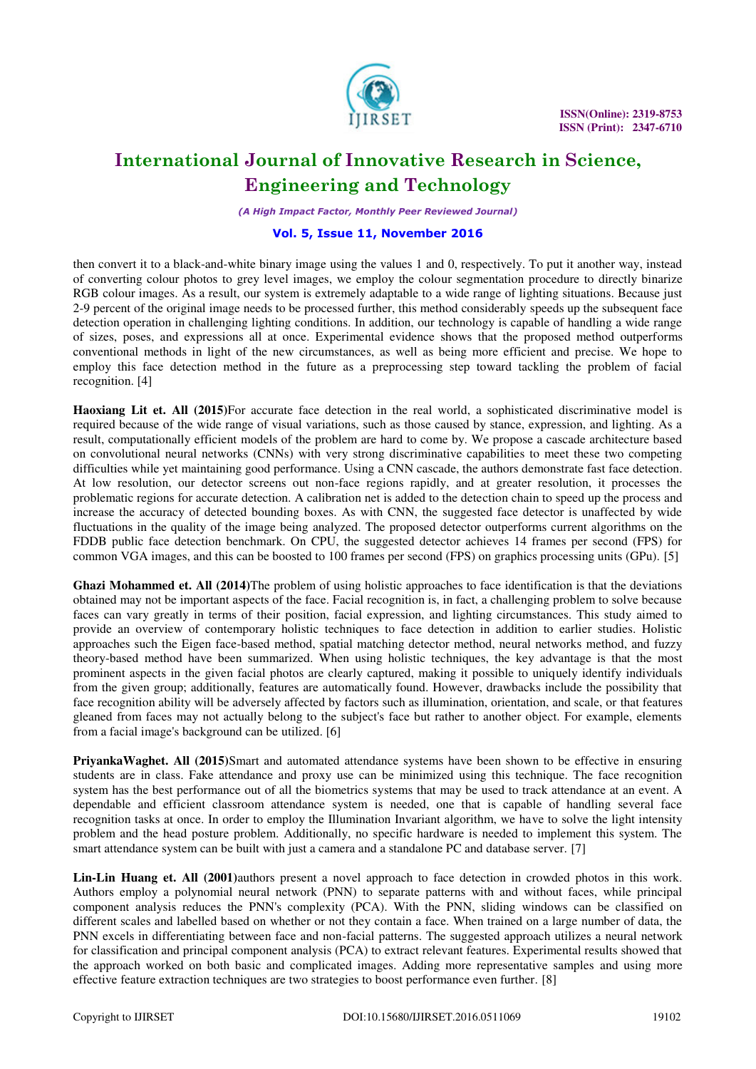then convert it to a black-and-white binary image using the values 1 and 0, respectively. To put it another way, instead of converting colour photos to grey level images, we employ the colour segmentation procedure to directly binarize RGB colour images. As a result, our system is extremely adaptable to a wide range of lighting situations. Because just 2-9 percent of the original image needs to be processed further, this method considerably speeds up the subsequent face detection operation in challenging lighting conditions. In addition, our technology is capable of handling a wide range of sizes, poses, and expressions all at once. Experimental evidence shows that the proposed method outperforms conventional methods in light of the new circumstances, as well as being more efficient and precise. We hope to employ this face detection method in the future as a preprocessing step toward tackling the problem of facial recognition. [4]

**Haoxiang Lit et. All (2015)**For accurate face detection in the real world, a sophisticated discriminative model is required because of the wide range of visual variations, such as those caused by stance, expression, and lighting. As a result, computationally efficient models of the problem are hard to come by. We propose a cascade architecture based on convolutional neural networks (CNNs) with very strong discriminative capabilities to meet these two competing difficulties while yet maintaining good performance. Using a CNN cascade, the authors demonstrate fast face detection. At low resolution, our detector screens out non-face regions rapidly, and at greater resolution, it processes the problematic regions for accurate detection. A calibration net is added to the detection chain to speed up the process and increase the accuracy of detected bounding boxes. As with CNN, the suggested face detector is unaffected by wide fluctuations in the quality of the image being analyzed. The proposed detector outperforms current algorithms on the FDDB public face detection benchmark. On CPU, the suggested detector achieves 14 frames per second (FPS) for common VGA images, and this can be boosted to 100 frames per second (FPS) on graphics processing units (GPu). [5]

**Ghazi Mohammed et. All (2014)**The problem of using holistic approaches to face identification is that the deviations obtained may not be important aspects of the face. Facial recognition is, in fact, a challenging problem to solve because faces can vary greatly in terms of their position, facial expression, and lighting circumstances. This study aimed to provide an overview of contemporary holistic techniques to face detection in addition to earlier studies. Holistic approaches such the Eigen face-based method, spatial matching detector method, neural networks method, and fuzzy theory-based method have been summarized. When using holistic techniques, the key advantage is that the most prominent aspects in the given facial photos are clearly captured, making it possible to uniquely identify individuals from the given group; additionally, features are automatically found. However, drawbacks include the possibility that face recognition ability will be adversely affected by factors such as illumination, orientation, and scale, or that features gleaned from faces may not actually belong to the subject's face but rather to another object. For example, elements from a facial image's background can be utilized. [6]

**PriyankaWaghet. All (2015)**Smart and automated attendance systems have been shown to be effective in ensuring students are in class. Fake attendance and proxy use can be minimized using this technique. The face recognition system has the best performance out of all the biometrics systems that may be used to track attendance at an event. A dependable and efficient classroom attendance system is needed, one that is capable of handling several face recognition tasks at once. In order to employ the Illumination Invariant algorithm, we have to solve the light intensity problem and the head posture problem. Additionally, no specific hardware is needed to implement this system. The smart attendance system can be built with just a camera and a standalone PC and database server. [7]

**Lin-Lin Huang et. All (2001)**authors present a novel approach to face detection in crowded photos in this work. Authors employ a polynomial neural network (PNN) to separate patterns with and without faces, while principal component analysis reduces the PNN's complexity (PCA). With the PNN, sliding windows can be classified on different scales and labelled based on whether or not they contain a face. When trained on a large number of data, the PNN excels in differentiating between face and non-facial patterns. The suggested approach utilizes a neural network for classification and principal component analysis (PCA) to extract relevant features. Experimental results showed that the approach worked on both basic and complicated images. Adding more representative samples and using more effective feature extraction techniques are two strategies to boost performance even further. [8]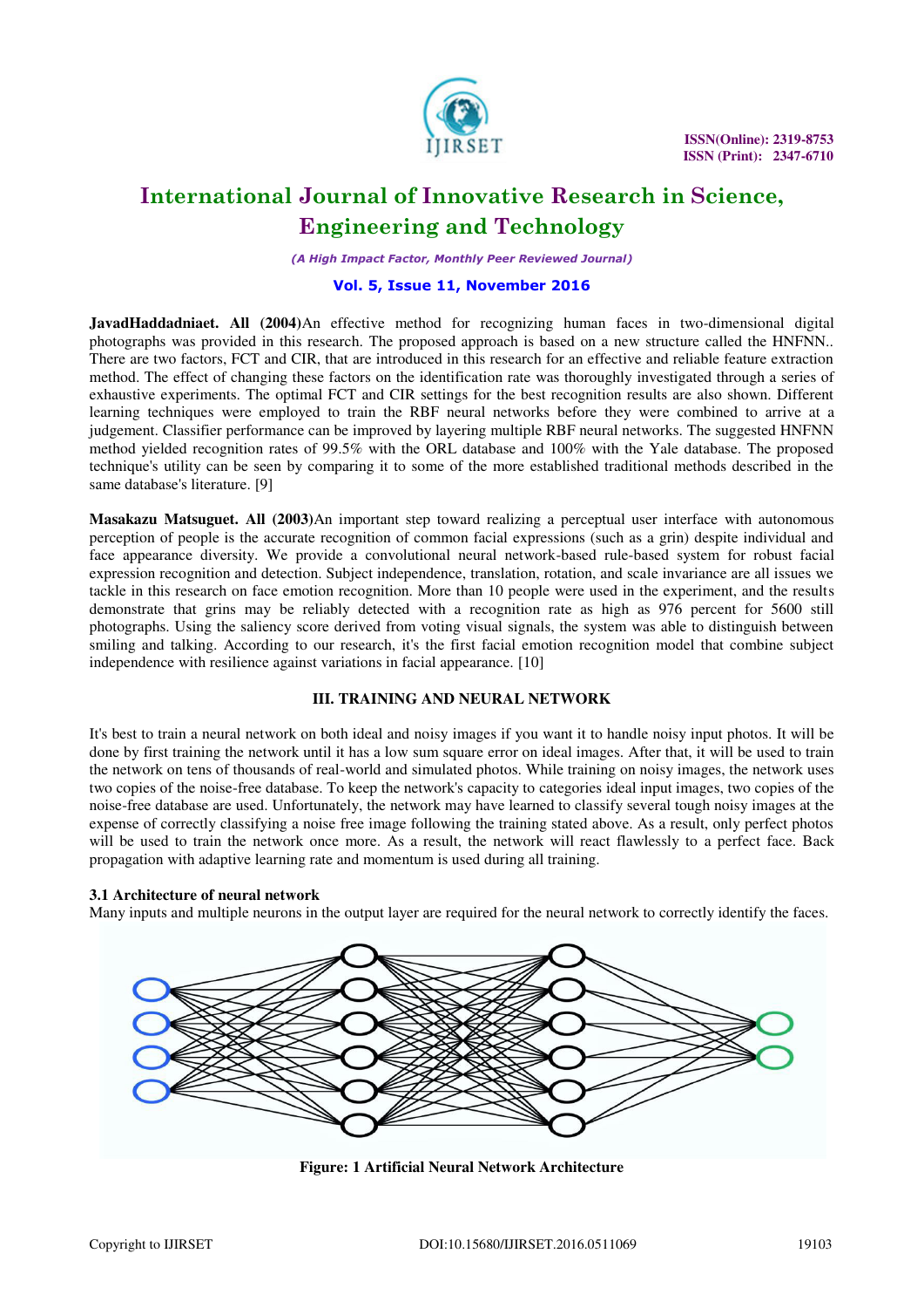**JavadHaddadniaet. All (2004)**An effective method for recognizing human faces in two-dimensional digital photographs was provided in this research. The proposed approach is based on a new structure called the HNFNN.. There are two factors, FCT and CIR, that are introduced in this research for an effective and reliable feature extraction method. The effect of changing these factors on the identification rate was thoroughly investigated through a series of exhaustive experiments. The optimal FCT and CIR settings for the best recognition results are also shown. Different learning techniques were employed to train the RBF neural networks before they were combined to arrive at a judgement. Classifier performance can be improved by layering multiple RBF neural networks. The suggested HNFNN method yielded recognition rates of 99.5% with the ORL database and 100% with the Yale database. The proposed technique's utility can be seen by comparing it to some of the more established traditional methods described in the same database's literature. [9]

**Masakazu Matsuguet. All (2003)**An important step toward realizing a perceptual user interface with autonomous perception of people is the accurate recognition of common facial expressions (such as a grin) despite individual and face appearance diversity. We provide a convolutional neural network-based rule-based system for robust facial expression recognition and detection. Subject independence, translation, rotation, and scale invariance are all issues we tackle in this research on face emotion recognition. More than 10 people were used in the experiment, and the results demonstrate that grins may be reliably detected with a recognition rate as high as 976 percent for 5600 still photographs. Using the saliency score derived from voting visual signals, the system was able to distinguish between smiling and talking. According to our research, it's the first facial emotion recognition model that combine subject independence with resilience against variations in facial appearance. [10]

## III. TRAINING AND NEURAL NETWORK

It's best to train a neural network on both ideal and noisy images if you want it to handle noisy input photos. It will be done by first training the network until it has a low sum square error on ideal images. After that, it will be used to train the network on tens of thousands of real-world and simulated photos. While training on noisy images, the network uses two copies of the noise-free database. To keep the network's capacity to categories ideal input images, two copies of the noise-free database are used. Unfortunately, the network may have learned to classify several tough noisy images at the expense of correctly classifying a noise free image following the training stated above. As a result, only perfect photos will be used to train the network once more. As a result, the network will react flawlessly to a perfect face. Back propagation with adaptive learning rate and momentum is used during all training.

### 3.1 Architecture of neural network

Many inputs and multiple neurons in the output layer are required for the neural network to correctly identify the faces.

**Figure: 1 Artificial Neural Network Architecture**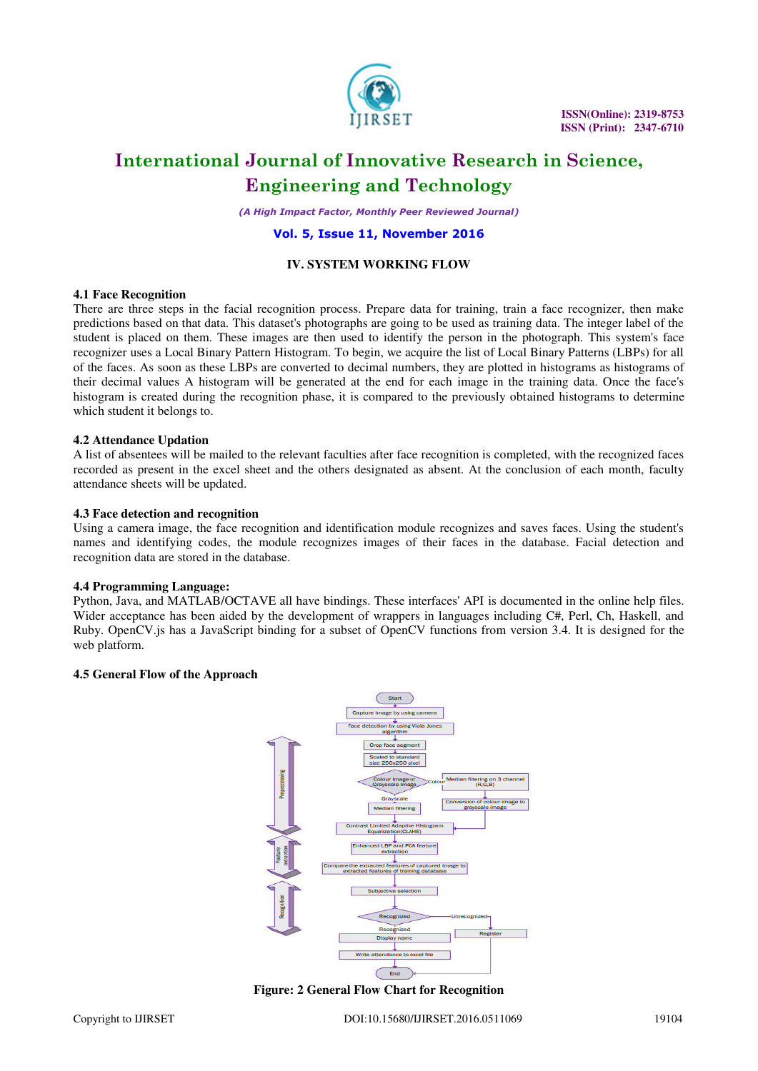## IV. SYSTEM WORKING FLOW

### 4.1 Face Recognition

There are three steps in the facial recognition process. Prepare data for training, train a face recognizer, then make predictions based on that data. This dataset's photographs are going to be used as training data. The integer label of the student is placed on them. These images are then used to identify the person in the photograph. This system's face recognizer uses a Local Binary Pattern Histogram. To begin, we acquire the list of Local Binary Patterns (LBPs) for all of the faces. As soon as these LBPs are converted to decimal numbers, they are plotted in histograms as histograms of their decimal values A histogram will be generated at the end for each image in the training data. Once the face's histogram is created during the recognition phase, it is compared to the previously obtained histograms to determine which student it belongs to.

### 4.2 Attendance Updation

A list of absentees will be mailed to the relevant faculties after face recognition is completed, with the recognized faces recorded as present in the excel sheet and the others designated as absent. At the conclusion of each month, faculty attendance sheets will be updated.

### 4.3 Face detection and recognition

Using a camera image, the face recognition and identification module recognizes and saves faces. Using the student's names and identifying codes, the module recognizes images of their faces in the database. Facial detection and recognition data are stored in the database.

### 4.4 Programming Language:

Python, Java, and MATLAB/OCTAVE all have bindings. These interfaces' API is documented in the online help files. Wider acceptance has been aided by the development of wrappers in languages including C#, Perl, Ch, Haskell, and Ruby. OpenCV.js has a JavaScript binding for a subset of OpenCV functions from version 3.4. It is designed for the web platform.

### 4.5 General Flow of the Approach

Figure: 2 General Flow Chart for Recognition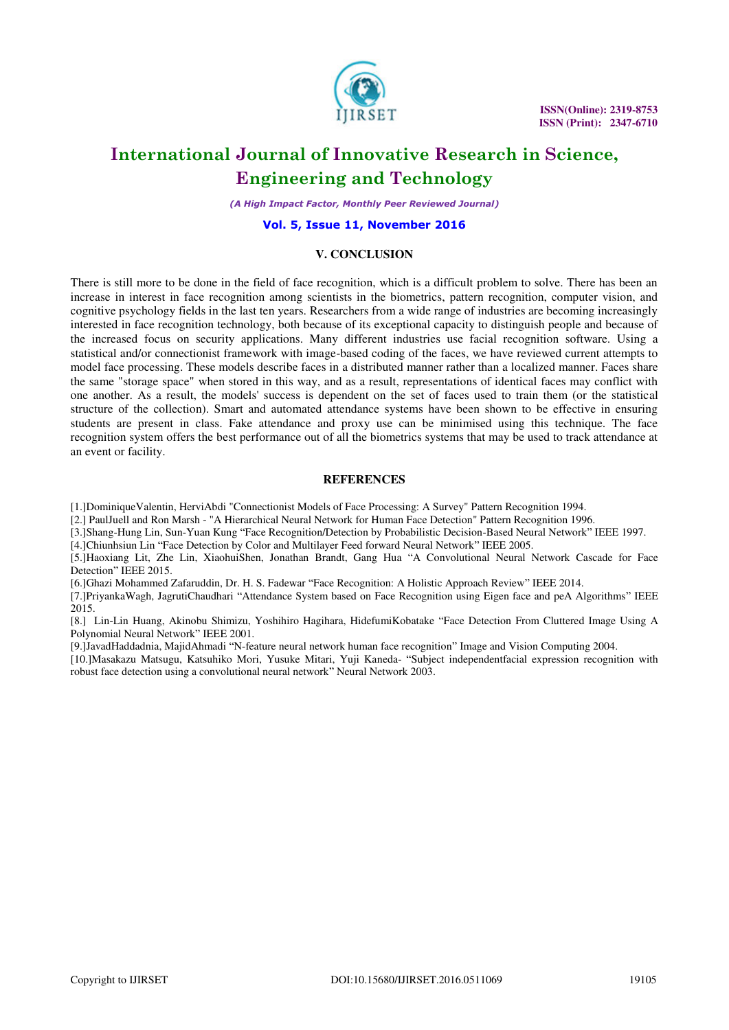## V. CONCLUSION

There is still more to be done in the field of face recognition, which is a difficult problem to solve. There has been an increase in interest in face recognition among scientists in the biometrics, pattern recognition, computer vision, and cognitive psychology fields in the last ten years. Researchers from a wide range of industries are becoming increasingly interested in face recognition technology, both because of its exceptional capacity to distinguish people and because of the increased focus on security applications. Many different industries use facial recognition software. Using a statistical and/or connectionist framework with image-based coding of the faces, we have reviewed current attempts to model face processing. These models describe faces in a distributed manner rather than a localized manner. Faces share the same "storage space" when stored in this way, and as a result, representations of identical faces may conflict with one another. As a result, the models' success is dependent on the set of faces used to train them (or the statistical structure of the collection). Smart and automated attendance systems have been shown to be effective in ensuring students are present in class. Fake attendance and proxy use can be minimised using this technique. The face recognition system offers the best performance out of all the biometrics systems that may be used to track attendance at an event or facility.

## REFERENCES

[1.]DominiqueValentin, HerviAbdi "Connectionist Models of Face Processing: A Survey" Pattern Recognition 1994.

[2.] PaulJuell and Ron Marsh - "A Hierarchical Neural Network for Human Face Detection" Pattern Recognition 1996.

[3.]Shang-Hung Lin, Sun-Yuan Kung "Face Recognition/Detection by Probabilistic Decision-Based Neural Network" IEEE 1997.

[4.]Chiunhsiun Lin "Face Detection by Color and Multilayer Feed forward Neural Network" IEEE 2005.

[5.]Haoxiang Lit, Zhe Lin, XiaohuiShen, Jonathan Brandt, Gang Hua "A Convolutional Neural Network Cascade for Face Detection" IEEE 2015.

[6.]Ghazi Mohammed Zafaruddin, Dr. H. S. Fadewar "Face Recognition: A Holistic Approach Review" IEEE 2014.

[7.]PriyankaWagh, JagrutiChaudhari "Attendance System based on Face Recognition using Eigen face and peA Algorithms" IEEE 2015.

[8.] Lin-Lin Huang, Akinobu Shimizu, Yoshihiro Hagihara, HidefumiKobatake "Face Detection From Cluttered Image Using A Polynomial Neural Network" IEEE 2001.

[9.]JavadHaddadnia, MajidAhmadi "N-feature neural network human face recognition" Image and Vision Computing 2004.

[10.]Masakazu Matsugu, Katsuhiko Mori, Yusuke Mitari, Yuji Kaneda- "Subject independentfacial expression recognition with robust face detection using a convolutional neural network" Neural Network 2003.